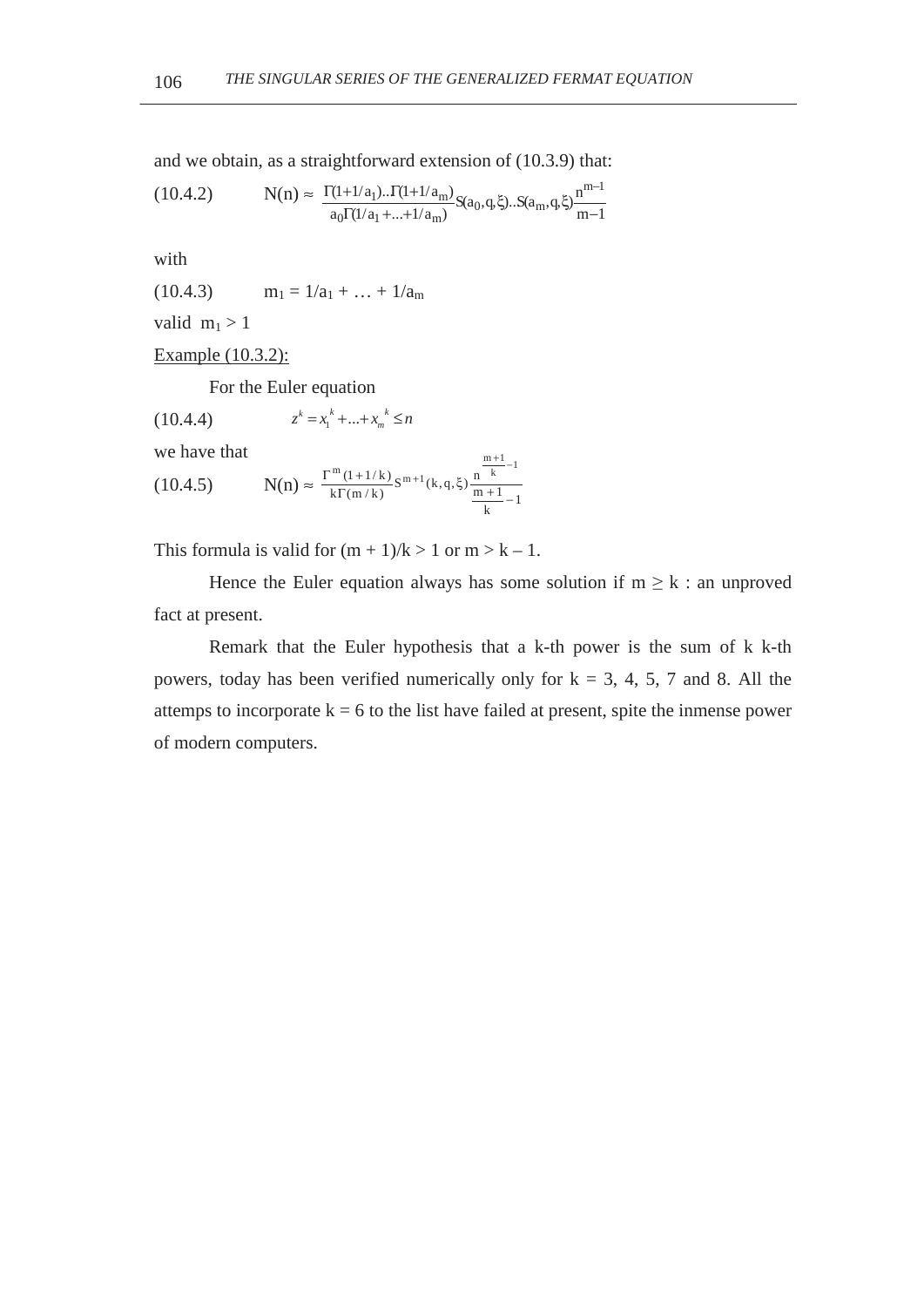and we obtain, as a straightforward extension of (10.3.9) that:

(10.4.2) $$N(n) \approx \frac{\Gamma(1+1/a_1)..\Gamma(1+1/a_m)}{a_0\Gamma(1/a_1+...+1/a_m)} S(a_0,q,\xi)..S(a_m,q,\xi)\frac{n^{m-1}}{m-1}$$

with

(10.4.3) $m_1 = 1/a_1 + \ldots + 1/a_m$

valid $m_1 > 1$

<u>Example (10.3.2):</u>

For the Euler equation

(10.4.4) $$z^k = x_1^{\ k} + ... + x_m^{\ k} \leq n$$

we have that

(10.4.5) $$N(n) \approx \frac{\Gamma^m(1+1/k)}{k\Gamma(m/k)} S^{m+1}(k,q,\xi)\frac{n^{\frac{m+1}{k}-1}}{\frac{m+1}{k}-1}$$

This formula is valid for $(m + 1)/k > 1$ or $m > k - 1$.

Hence the Euler equation always has some solution if $m \geq k$ : an unproved fact at present.

Remark that the Euler hypothesis that a k-th power is the sum of k k-th powers, today has been verified numerically only for k = 3, 4, 5, 7 and 8. All the attemps to incorporate k = 6 to the list have failed at present, spite the inmense power of modern computers.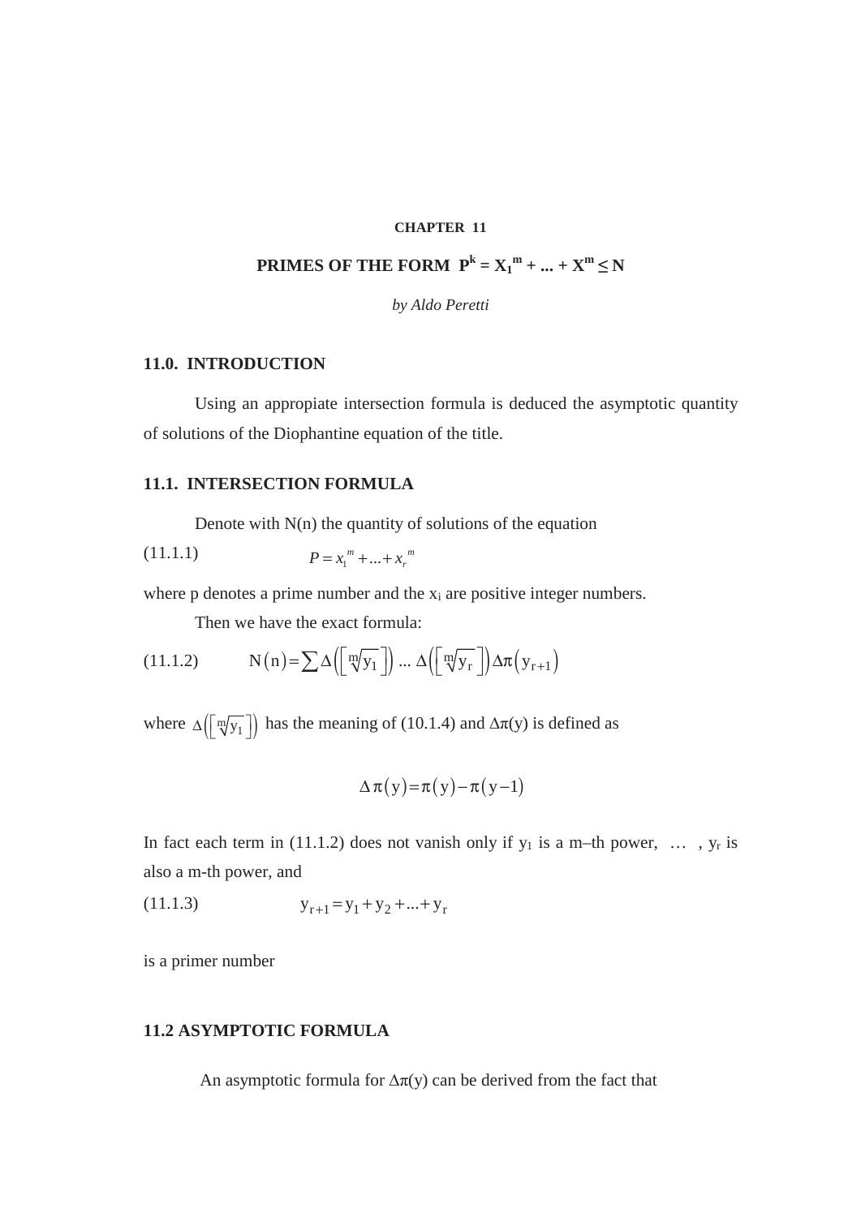**CHAPTER 11**

# PRIMES OF THE FORM $P^k = X_1^m + ... + X^m \leq N$

*by Aldo Peretti*

## 11.0. INTRODUCTION

Using an appropiate intersection formula is deduced the asymptotic quantity of solutions of the Diophantine equation of the title.

## 11.1. INTERSECTION FORMULA

Denote with N(n) the quantity of solutions of the equation

(11.1.1) $$P = x_1^{\,m} + ... + x_r^{\,m}$$

where p denotes a prime number and the $x_i$ are positive integer numbers.

Then we have the exact formula:

(11.1.2) $$\mathrm{N}(\mathrm{n}) = \sum \Delta\left(\left[\sqrt[m]{y_1}\right]\right) ... \Delta\left(\left[\sqrt[m]{y_r}\right]\right) \Delta\pi\left(y_{r+1}\right)$$

where $\Delta\left(\left[\sqrt[m]{y_1}\right]\right)$ has the meaning of (10.1.4) and $\Delta\pi(y)$ is defined as

$$\Delta\pi(y) = \pi(y) - \pi(y-1)$$

In fact each term in (11.1.2) does not vanish only if $y_1$ is a m–th power, … , $y_r$ is also a m-th power, and

(11.1.3) $$y_{r+1} = y_1 + y_2 + ... + y_r$$

is a primer number

## 11.2 ASYMPTOTIC FORMULA

An asymptotic formula for $\Delta\pi(y)$ can be derived from the fact that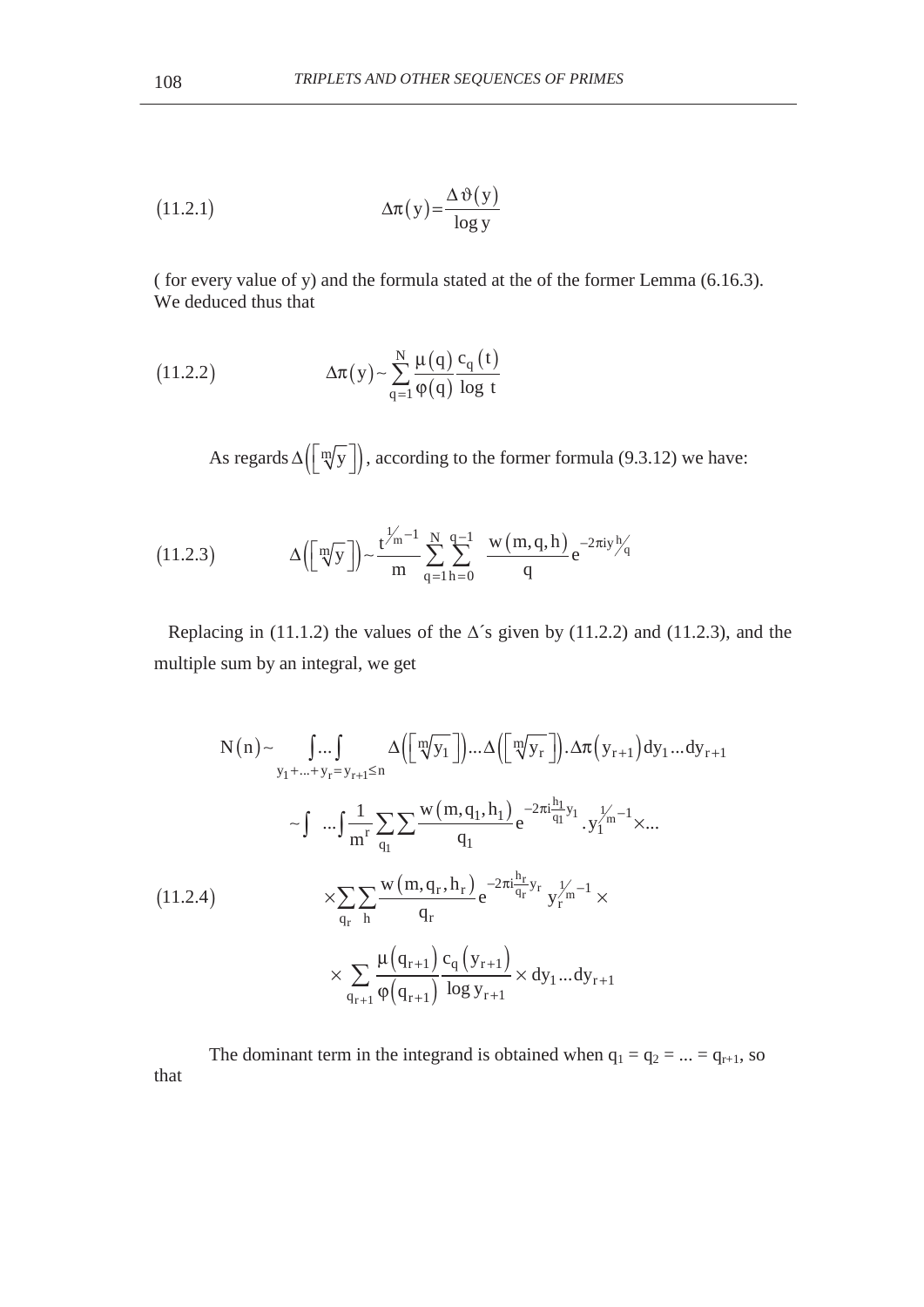$$(11.2.1) \qquad \Delta\pi(y) = \frac{\Delta\vartheta(y)}{\log y}$$

( for every value of y) and the formula stated at the of the former Lemma (6.16.3). We deduced thus that

$$(11.2.2) \qquad \Delta\pi(y) \sim \sum_{q=1}^{N} \frac{\mu(q)}{\varphi(q)} \frac{c_q(t)}{\log\ t}$$

As regards $\Delta\left(\left[\sqrt[m]{y}\right]\right)$, according to the former formula (9.3.12) we have:

$$(11.2.3) \qquad \Delta\left(\left[\sqrt[m]{y}\right]\right) \sim \frac{t^{1/m-1}}{m} \sum_{q=1}^{N} \sum_{h=0}^{q-1} \frac{w(m,q,h)}{q} e^{-2\pi i y h/q}$$

Replacing in (11.1.2) the values of the $\Delta$´s given by (11.2.2) and (11.2.3), and the multiple sum by an integral, we get

$$N(n) \sim \int\limits_{y_1+\ldots+y_r=y_{r+1}\leq n} \cdots \int \Delta\left(\left[\sqrt[m]{y_1}\right]\right) \ldots \Delta\left(\left[\sqrt[m]{y_r}\right]\right) . \Delta\pi\left(y_{r+1}\right) dy_1 \ldots dy_{r+1}$$

$$\sim \int \ldots \int \frac{1}{m^r} \sum_{q_1} \sum \frac{w(m,q_1,h_1)}{q_1} e^{-2\pi i \frac{h_1}{q_1} y_1} . y_1^{1/m-1} \times \ldots$$

$$(11.2.4) \qquad \times \sum_{q_r} \sum_{h} \frac{w(m,q_r,h_r)}{q_r} e^{-2\pi i \frac{h_r}{q_r} y_r} \ y_r^{1/m-1} \times$$

$$\times \sum_{q_{r+1}} \frac{\mu(q_{r+1})}{\varphi(q_{r+1})} \frac{c_q(y_{r+1})}{\log y_{r+1}} \times dy_1 \ldots dy_{r+1}$$

The dominant term in the integrand is obtained when $q_1 = q_2 = \ldots = q_{r+1}$, so that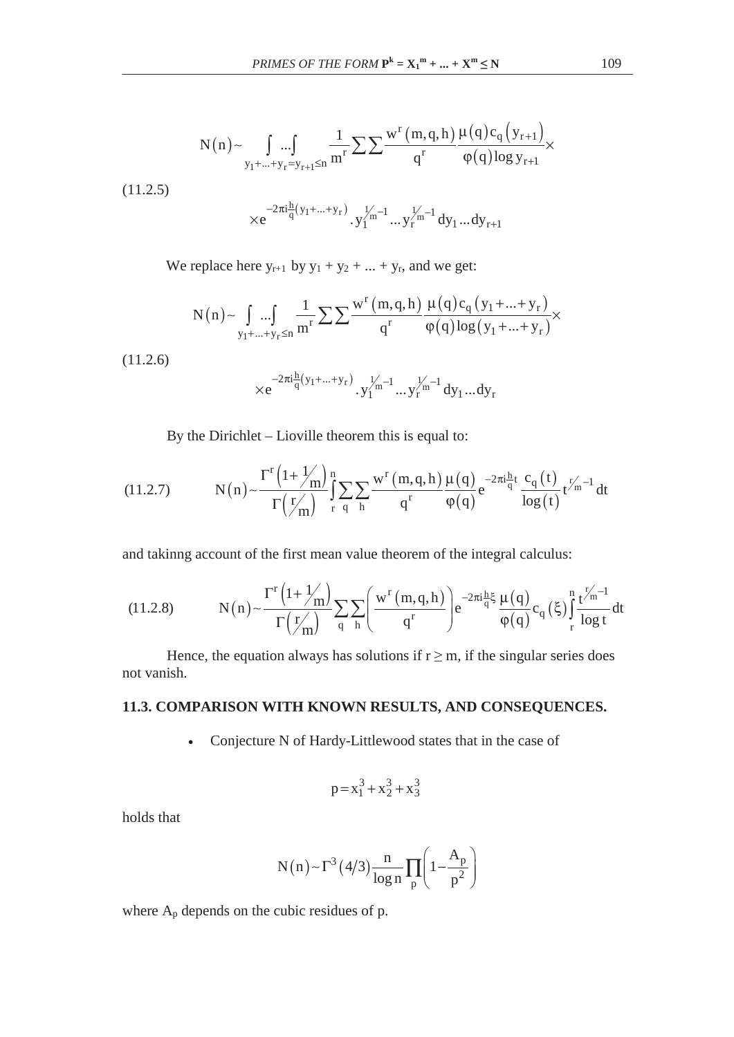$$N(n) \sim \int_{y_1+\ldots+y_r=y_{r+1}\leq n} \ldots \int \frac{1}{m^r} \sum\sum \frac{w^r(m,q,h)}{q^r} \frac{\mu(q) c_q(y_{r+1})}{\varphi(q) \log y_{r+1}} \times$$

(11.2.5)

$$\times e^{-2\pi i \frac{h}{q}(y_1+\ldots+y_r)} . y_1^{1/m-1} \ldots y_r^{1/m-1} dy_1 \ldots dy_{r+1}$$

We replace here $y_{r+1}$ by $y_1 + y_2 + \ldots + y_r$, and we get:

$$N(n) \sim \int_{y_1+\ldots+y_r\leq n} \ldots \int \frac{1}{m^r} \sum\sum \frac{w^r(m,q,h)}{q^r} \frac{\mu(q) c_q(y_1+\ldots+y_r)}{\varphi(q) \log(y_1+\ldots+y_r)} \times$$

(11.2.6)

$$\times e^{-2\pi i \frac{h}{q}(y_1+\ldots+y_r)} . y_1^{1/m-1} \ldots y_r^{1/m-1} dy_1 \ldots dy_r$$

By the Dirichlet – Lioville theorem this is equal to:

$$N(n) \sim \frac{\Gamma^r\left(1+1/m\right)}{\Gamma\left(r/m\right)} \int_r^n \sum_q \sum_h \frac{w^r(m,q,h)}{q^r} \frac{\mu(q)}{\varphi(q)} e^{-2\pi i \frac{h}{q} t} \frac{c_q(t)}{\log(t)} t^{r/m-1} dt \tag{11.2.7}$$

and takinng account of the first mean value theorem of the integral calculus:

$$N(n) \sim \frac{\Gamma^r\left(1+1/m\right)}{\Gamma\left(r/m\right)} \sum_q \sum_h \left(\frac{w^r(m,q,h)}{q^r}\right) e^{-2\pi i \frac{h}{q}\xi} \frac{\mu(q)}{\varphi(q)} c_q(\xi) \int_r^n \frac{t^{r/m-1}}{\log t} dt \tag{11.2.8}$$

Hence, the equation always has solutions if $r \geq m$, if the singular series does not vanish.

## 11.3. COMPARISON WITH KNOWN RESULTS, AND CONSEQUENCES.

- Conjecture N of Hardy-Littlewood states that in the case of

$$p = x_1^3 + x_2^3 + x_3^3$$

holds that

$$N(n) \sim \Gamma^3(4/3) \frac{n}{\log n} \prod_p \left(1 - \frac{A_p}{p^2}\right)$$

where $A_p$ depends on the cubic residues of p.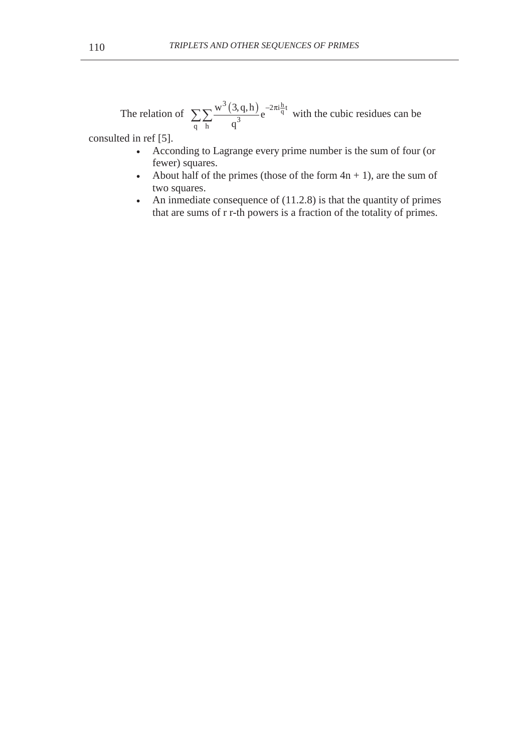The relation of $\sum_{q}\sum_{h}\frac{w^{3}(3,q,h)}{q^{3}}e^{-2\pi i\frac{h}{q}t}$ with the cubic residues can be consulted in ref [5].

- Acconding to Lagrange every prime number is the sum of four (or fewer) squares.
- About half of the primes (those of the form 4n + 1), are the sum of two squares.
- An inmediate consequence of (11.2.8) is that the quantity of primes that are sums of r r-th powers is a fraction of the totality of primes.